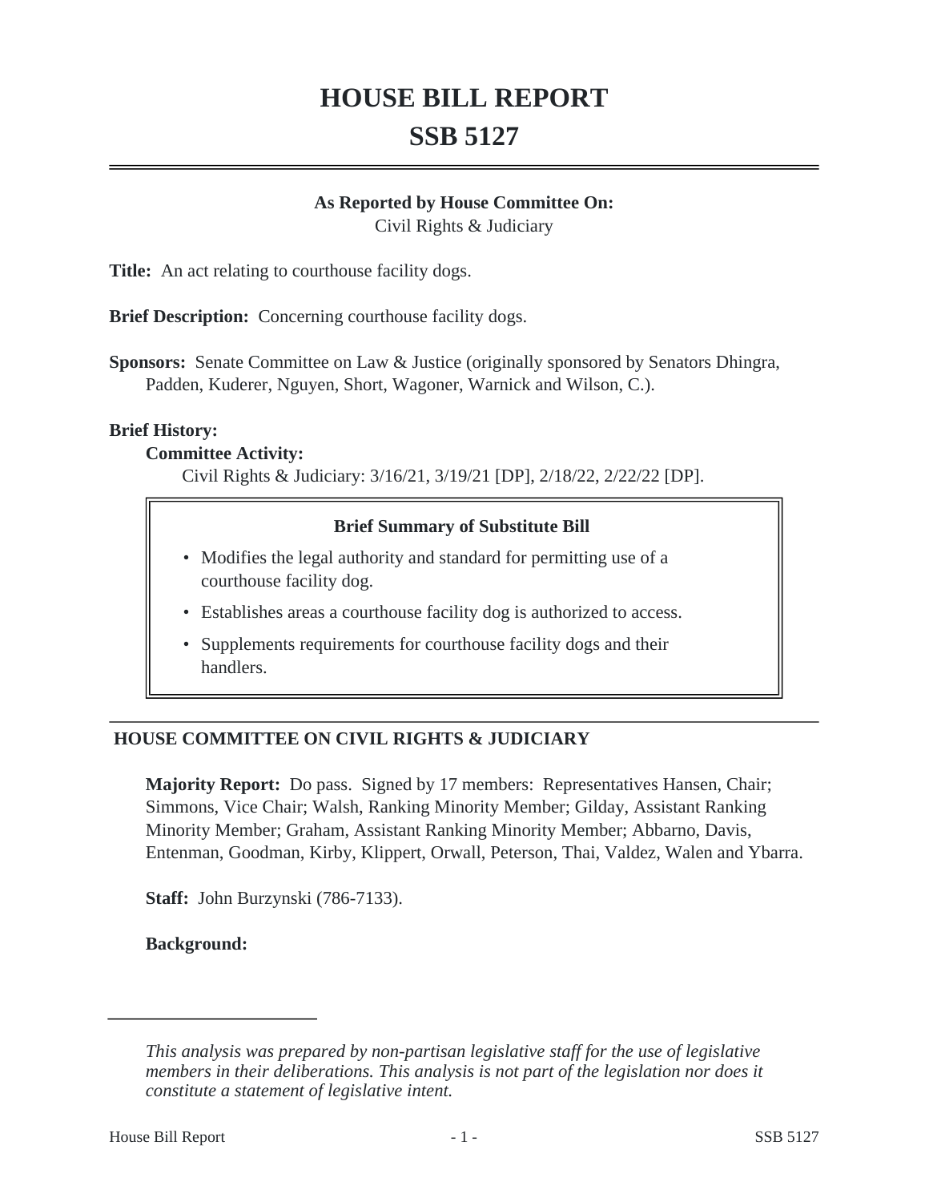# HOUSE BILL REPORT
# SSB 5127

**As Reported by House Committee On:**
Civil Rights & Judiciary

**Title:** An act relating to courthouse facility dogs.

**Brief Description:** Concerning courthouse facility dogs.

**Sponsors:** Senate Committee on Law & Justice (originally sponsored by Senators Dhingra, Padden, Kuderer, Nguyen, Short, Wagoner, Warnick and Wilson, C.).

**Brief History:**

**Committee Activity:**

Civil Rights & Judiciary: 3/16/21, 3/19/21 [DP], 2/18/22, 2/22/22 [DP].

**Brief Summary of Substitute Bill**

- Modifies the legal authority and standard for permitting use of a courthouse facility dog.
- Establishes areas a courthouse facility dog is authorized to access.
- Supplements requirements for courthouse facility dogs and their handlers.

## HOUSE COMMITTEE ON CIVIL RIGHTS & JUDICIARY

**Majority Report:** Do pass. Signed by 17 members: Representatives Hansen, Chair; Simmons, Vice Chair; Walsh, Ranking Minority Member; Gilday, Assistant Ranking Minority Member; Graham, Assistant Ranking Minority Member; Abbarno, Davis, Entenman, Goodman, Kirby, Klippert, Orwall, Peterson, Thai, Valdez, Walen and Ybarra.

**Staff:** John Burzynski (786-7133).

**Background:**

---

*This analysis was prepared by non-partisan legislative staff for the use of legislative members in their deliberations. This analysis is not part of the legislation nor does it constitute a statement of legislative intent.*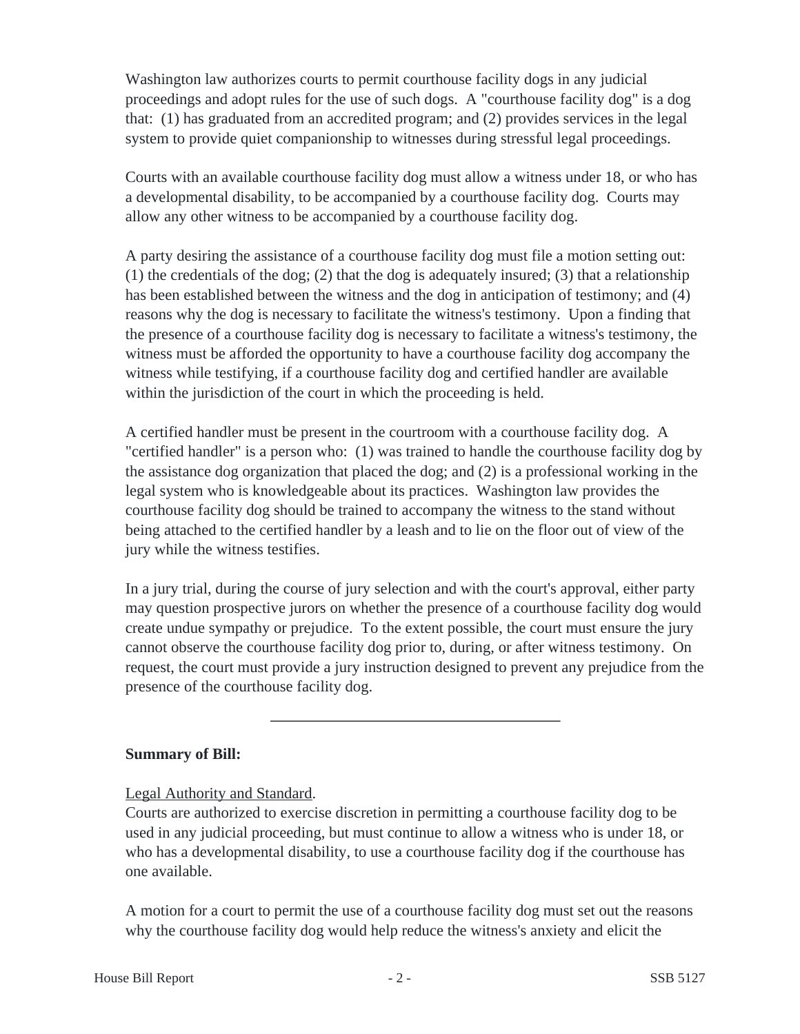Washington law authorizes courts to permit courthouse facility dogs in any judicial proceedings and adopt rules for the use of such dogs. A "courthouse facility dog" is a dog that: (1) has graduated from an accredited program; and (2) provides services in the legal system to provide quiet companionship to witnesses during stressful legal proceedings.

Courts with an available courthouse facility dog must allow a witness under 18, or who has a developmental disability, to be accompanied by a courthouse facility dog. Courts may allow any other witness to be accompanied by a courthouse facility dog.

A party desiring the assistance of a courthouse facility dog must file a motion setting out: (1) the credentials of the dog; (2) that the dog is adequately insured; (3) that a relationship has been established between the witness and the dog in anticipation of testimony; and (4) reasons why the dog is necessary to facilitate the witness's testimony. Upon a finding that the presence of a courthouse facility dog is necessary to facilitate a witness's testimony, the witness must be afforded the opportunity to have a courthouse facility dog accompany the witness while testifying, if a courthouse facility dog and certified handler are available within the jurisdiction of the court in which the proceeding is held.

A certified handler must be present in the courtroom with a courthouse facility dog. A "certified handler" is a person who: (1) was trained to handle the courthouse facility dog by the assistance dog organization that placed the dog; and (2) is a professional working in the legal system who is knowledgeable about its practices. Washington law provides the courthouse facility dog should be trained to accompany the witness to the stand without being attached to the certified handler by a leash and to lie on the floor out of view of the jury while the witness testifies.

In a jury trial, during the course of jury selection and with the court's approval, either party may question prospective jurors on whether the presence of a courthouse facility dog would create undue sympathy or prejudice. To the extent possible, the court must ensure the jury cannot observe the courthouse facility dog prior to, during, or after witness testimony. On request, the court must provide a jury instruction designed to prevent any prejudice from the presence of the courthouse facility dog.

---

**Summary of Bill:**

Legal Authority and Standard.
Courts are authorized to exercise discretion in permitting a courthouse facility dog to be used in any judicial proceeding, but must continue to allow a witness who is under 18, or who has a developmental disability, to use a courthouse facility dog if the courthouse has one available.

A motion for a court to permit the use of a courthouse facility dog must set out the reasons why the courthouse facility dog would help reduce the witness's anxiety and elicit the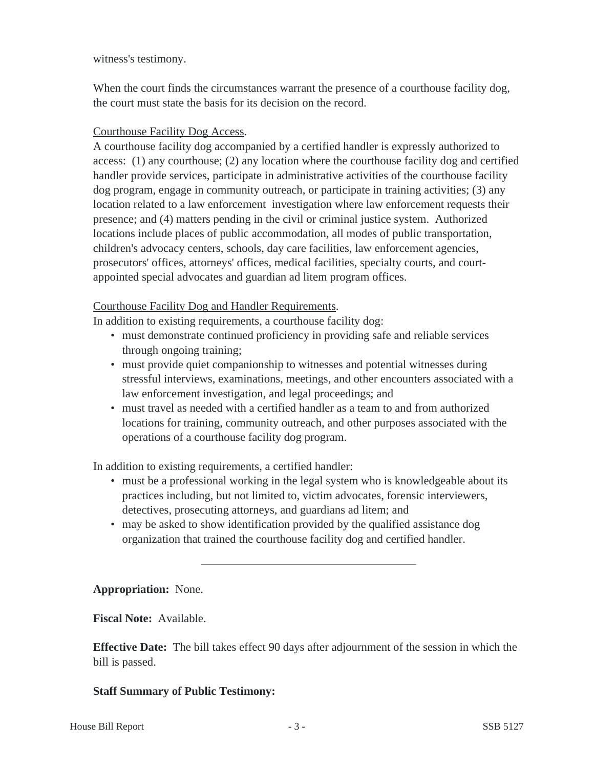witness's testimony.

When the court finds the circumstances warrant the presence of a courthouse facility dog, the court must state the basis for its decision on the record.

<u>Courthouse Facility Dog Access</u>.

A courthouse facility dog accompanied by a certified handler is expressly authorized to access: (1) any courthouse; (2) any location where the courthouse facility dog and certified handler provide services, participate in administrative activities of the courthouse facility dog program, engage in community outreach, or participate in training activities; (3) any location related to a law enforcement investigation where law enforcement requests their presence; and (4) matters pending in the civil or criminal justice system. Authorized locations include places of public accommodation, all modes of public transportation, children's advocacy centers, schools, day care facilities, law enforcement agencies, prosecutors' offices, attorneys' offices, medical facilities, specialty courts, and court-appointed special advocates and guardian ad litem program offices.

<u>Courthouse Facility Dog and Handler Requirements</u>.

In addition to existing requirements, a courthouse facility dog:

- must demonstrate continued proficiency in providing safe and reliable services through ongoing training;
- must provide quiet companionship to witnesses and potential witnesses during stressful interviews, examinations, meetings, and other encounters associated with a law enforcement investigation, and legal proceedings; and
- must travel as needed with a certified handler as a team to and from authorized locations for training, community outreach, and other purposes associated with the operations of a courthouse facility dog program.

In addition to existing requirements, a certified handler:

- must be a professional working in the legal system who is knowledgeable about its practices including, but not limited to, victim advocates, forensic interviewers, detectives, prosecuting attorneys, and guardians ad litem; and
- may be asked to show identification provided by the qualified assistance dog organization that trained the courthouse facility dog and certified handler.

---

**Appropriation:** None.

**Fiscal Note:** Available.

**Effective Date:** The bill takes effect 90 days after adjournment of the session in which the bill is passed.

**Staff Summary of Public Testimony:**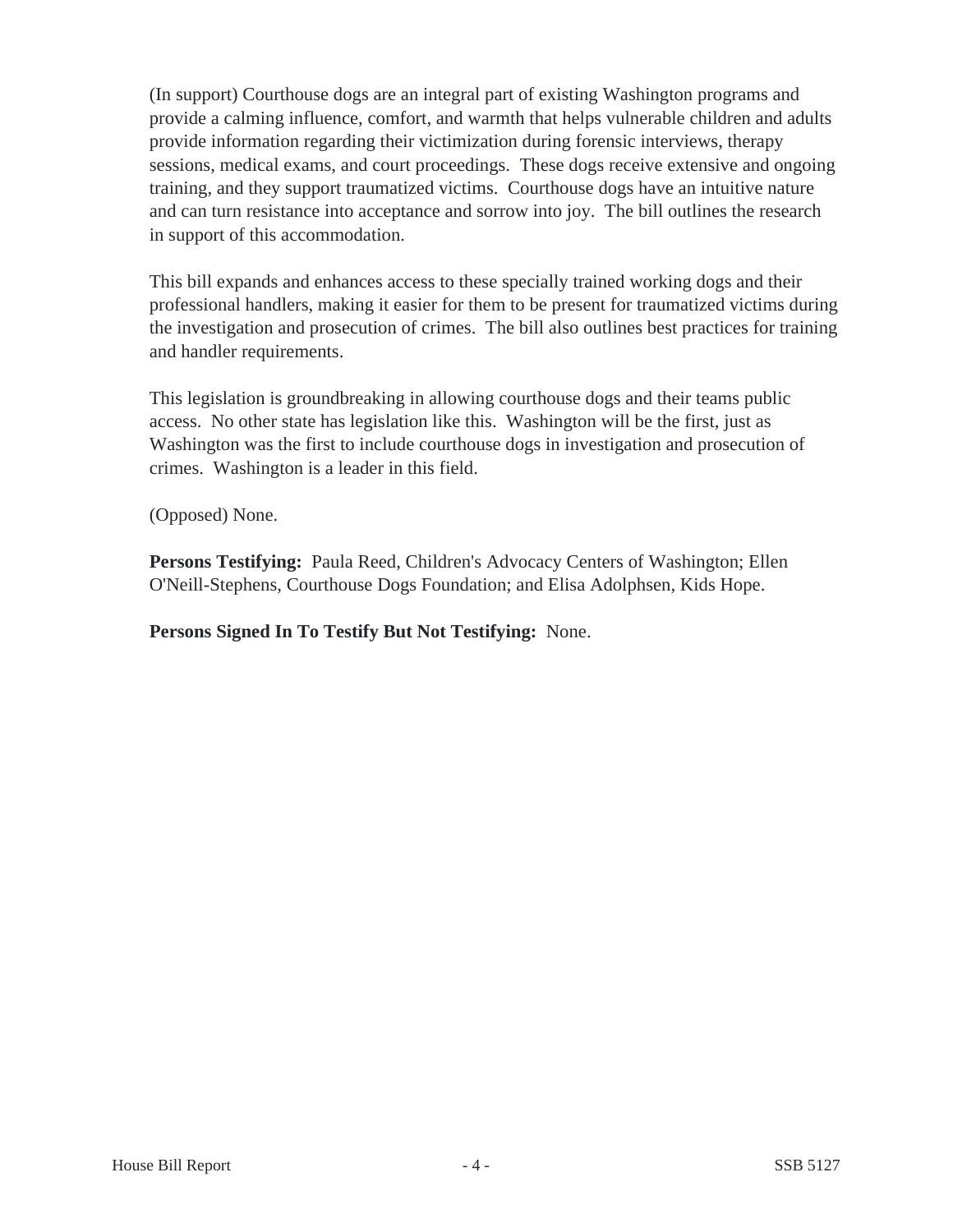(In support) Courthouse dogs are an integral part of existing Washington programs and provide a calming influence, comfort, and warmth that helps vulnerable children and adults provide information regarding their victimization during forensic interviews, therapy sessions, medical exams, and court proceedings. These dogs receive extensive and ongoing training, and they support traumatized victims. Courthouse dogs have an intuitive nature and can turn resistance into acceptance and sorrow into joy. The bill outlines the research in support of this accommodation.

This bill expands and enhances access to these specially trained working dogs and their professional handlers, making it easier for them to be present for traumatized victims during the investigation and prosecution of crimes. The bill also outlines best practices for training and handler requirements.

This legislation is groundbreaking in allowing courthouse dogs and their teams public access. No other state has legislation like this. Washington will be the first, just as Washington was the first to include courthouse dogs in investigation and prosecution of crimes. Washington is a leader in this field.

(Opposed) None.

**Persons Testifying:** Paula Reed, Children's Advocacy Centers of Washington; Ellen O'Neill-Stephens, Courthouse Dogs Foundation; and Elisa Adolphsen, Kids Hope.

**Persons Signed In To Testify But Not Testifying:** None.